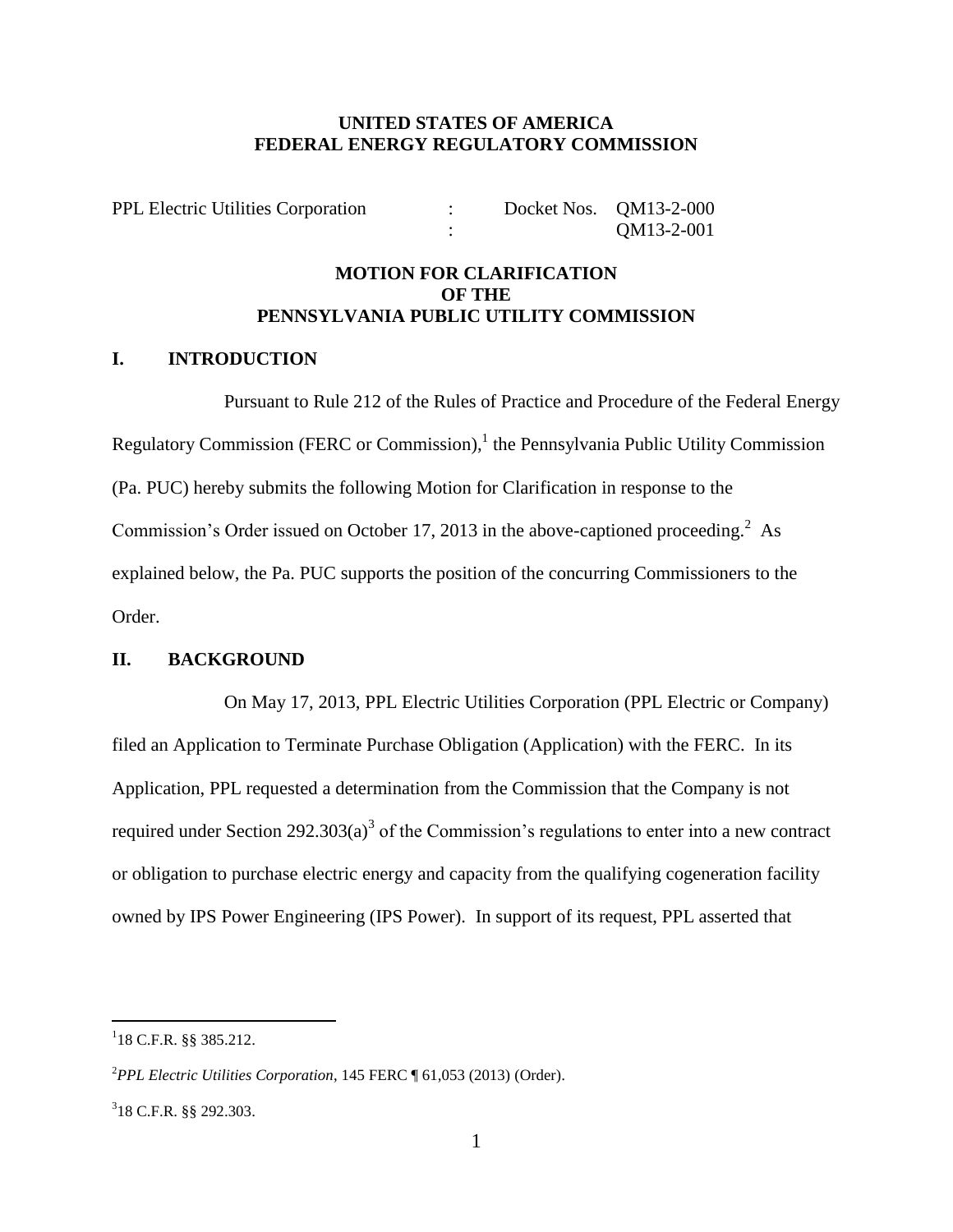**UNITED STATES OF AMERICA**
**FEDERAL ENERGY REGULATORY COMMISSION**

| PPL Electric Utilities Corporation | : | Docket Nos. QM13-2-000 |
| --- | --- | --- |
| | : | QM13-2-001 |

**MOTION FOR CLARIFICATION**
**OF THE**
**PENNSYLVANIA PUBLIC UTILITY COMMISSION**

## I. INTRODUCTION

Pursuant to Rule 212 of the Rules of Practice and Procedure of the Federal Energy Regulatory Commission (FERC or Commission),[1] the Pennsylvania Public Utility Commission (Pa. PUC) hereby submits the following Motion for Clarification in response to the Commission's Order issued on October 17, 2013 in the above-captioned proceeding.[2] As explained below, the Pa. PUC supports the position of the concurring Commissioners to the Order.

## II. BACKGROUND

On May 17, 2013, PPL Electric Utilities Corporation (PPL Electric or Company) filed an Application to Terminate Purchase Obligation (Application) with the FERC. In its Application, PPL requested a determination from the Commission that the Company is not required under Section 292.303(a)[3] of the Commission's regulations to enter into a new contract or obligation to purchase electric energy and capacity from the qualifying cogeneration facility owned by IPS Power Engineering (IPS Power). In support of its request, PPL asserted that

---

[1] 18 C.F.R. §§ 385.212.

[2] *PPL Electric Utilities Corporation*, 145 FERC ¶ 61,053 (2013) (Order).

[3] 18 C.F.R. §§ 292.303.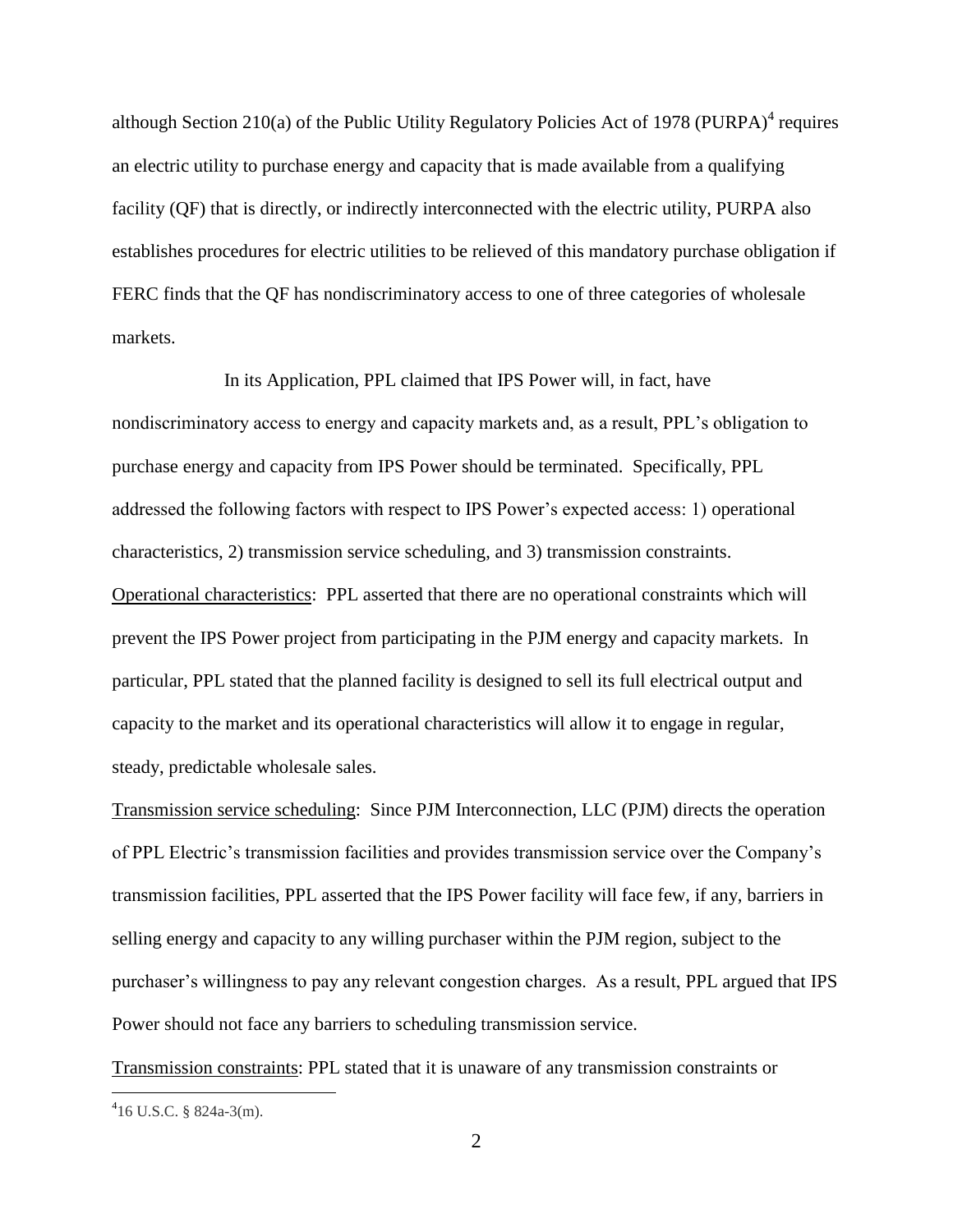although Section 210(a) of the Public Utility Regulatory Policies Act of 1978 (PURPA)[4] requires an electric utility to purchase energy and capacity that is made available from a qualifying facility (QF) that is directly, or indirectly interconnected with the electric utility, PURPA also establishes procedures for electric utilities to be relieved of this mandatory purchase obligation if FERC finds that the QF has nondiscriminatory access to one of three categories of wholesale markets.

In its Application, PPL claimed that IPS Power will, in fact, have nondiscriminatory access to energy and capacity markets and, as a result, PPL's obligation to purchase energy and capacity from IPS Power should be terminated. Specifically, PPL addressed the following factors with respect to IPS Power's expected access: 1) operational characteristics, 2) transmission service scheduling, and 3) transmission constraints.

<u>Operational characteristics</u>: PPL asserted that there are no operational constraints which will prevent the IPS Power project from participating in the PJM energy and capacity markets. In particular, PPL stated that the planned facility is designed to sell its full electrical output and capacity to the market and its operational characteristics will allow it to engage in regular, steady, predictable wholesale sales.

<u>Transmission service scheduling</u>: Since PJM Interconnection, LLC (PJM) directs the operation of PPL Electric's transmission facilities and provides transmission service over the Company's transmission facilities, PPL asserted that the IPS Power facility will face few, if any, barriers in selling energy and capacity to any willing purchaser within the PJM region, subject to the purchaser's willingness to pay any relevant congestion charges. As a result, PPL argued that IPS Power should not face any barriers to scheduling transmission service.

<u>Transmission constraints</u>: PPL stated that it is unaware of any transmission constraints or

[4] 16 U.S.C. § 824a-3(m).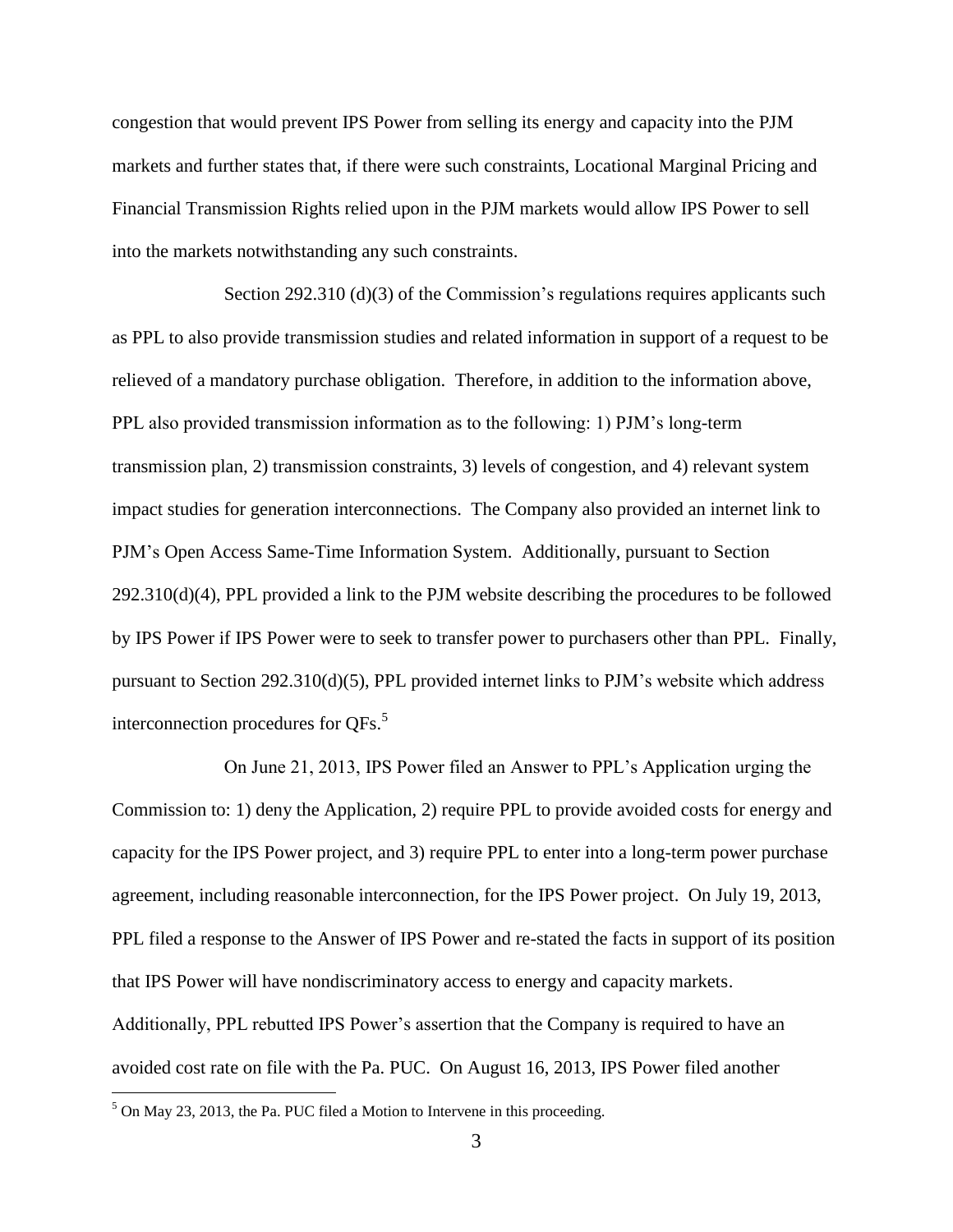congestion that would prevent IPS Power from selling its energy and capacity into the PJM markets and further states that, if there were such constraints, Locational Marginal Pricing and Financial Transmission Rights relied upon in the PJM markets would allow IPS Power to sell into the markets notwithstanding any such constraints.

Section 292.310 (d)(3) of the Commission's regulations requires applicants such as PPL to also provide transmission studies and related information in support of a request to be relieved of a mandatory purchase obligation. Therefore, in addition to the information above, PPL also provided transmission information as to the following: 1) PJM's long-term transmission plan, 2) transmission constraints, 3) levels of congestion, and 4) relevant system impact studies for generation interconnections. The Company also provided an internet link to PJM's Open Access Same-Time Information System. Additionally, pursuant to Section 292.310(d)(4), PPL provided a link to the PJM website describing the procedures to be followed by IPS Power if IPS Power were to seek to transfer power to purchasers other than PPL. Finally, pursuant to Section 292.310(d)(5), PPL provided internet links to PJM's website which address interconnection procedures for QFs.[5]

On June 21, 2013, IPS Power filed an Answer to PPL's Application urging the Commission to: 1) deny the Application, 2) require PPL to provide avoided costs for energy and capacity for the IPS Power project, and 3) require PPL to enter into a long-term power purchase agreement, including reasonable interconnection, for the IPS Power project. On July 19, 2013, PPL filed a response to the Answer of IPS Power and re-stated the facts in support of its position that IPS Power will have nondiscriminatory access to energy and capacity markets. Additionally, PPL rebutted IPS Power's assertion that the Company is required to have an avoided cost rate on file with the Pa. PUC. On August 16, 2013, IPS Power filed another

[5] On May 23, 2013, the Pa. PUC filed a Motion to Intervene in this proceeding.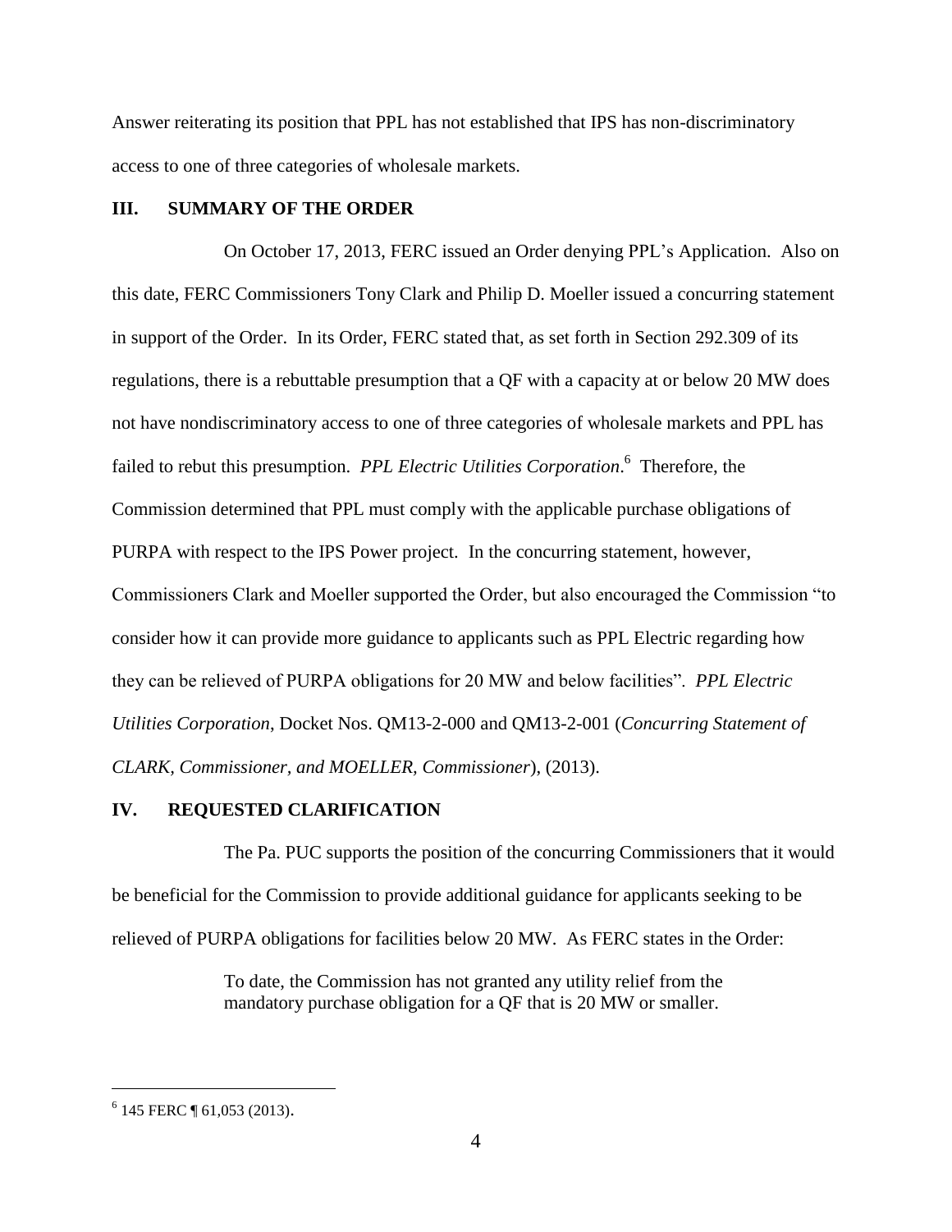Answer reiterating its position that PPL has not established that IPS has non-discriminatory access to one of three categories of wholesale markets.

## III. SUMMARY OF THE ORDER

On October 17, 2013, FERC issued an Order denying PPL's Application. Also on this date, FERC Commissioners Tony Clark and Philip D. Moeller issued a concurring statement in support of the Order. In its Order, FERC stated that, as set forth in Section 292.309 of its regulations, there is a rebuttable presumption that a QF with a capacity at or below 20 MW does not have nondiscriminatory access to one of three categories of wholesale markets and PPL has failed to rebut this presumption. *PPL Electric Utilities Corporation*.[6] Therefore, the Commission determined that PPL must comply with the applicable purchase obligations of PURPA with respect to the IPS Power project. In the concurring statement, however, Commissioners Clark and Moeller supported the Order, but also encouraged the Commission "to consider how it can provide more guidance to applicants such as PPL Electric regarding how they can be relieved of PURPA obligations for 20 MW and below facilities". *PPL Electric Utilities Corporation*, Docket Nos. QM13-2-000 and QM13-2-001 (*Concurring Statement of CLARK, Commissioner, and MOELLER, Commissioner*), (2013).

## IV. REQUESTED CLARIFICATION

The Pa. PUC supports the position of the concurring Commissioners that it would be beneficial for the Commission to provide additional guidance for applicants seeking to be relieved of PURPA obligations for facilities below 20 MW. As FERC states in the Order:

> To date, the Commission has not granted any utility relief from the mandatory purchase obligation for a QF that is 20 MW or smaller.

---

[6] 145 FERC ¶ 61,053 (2013).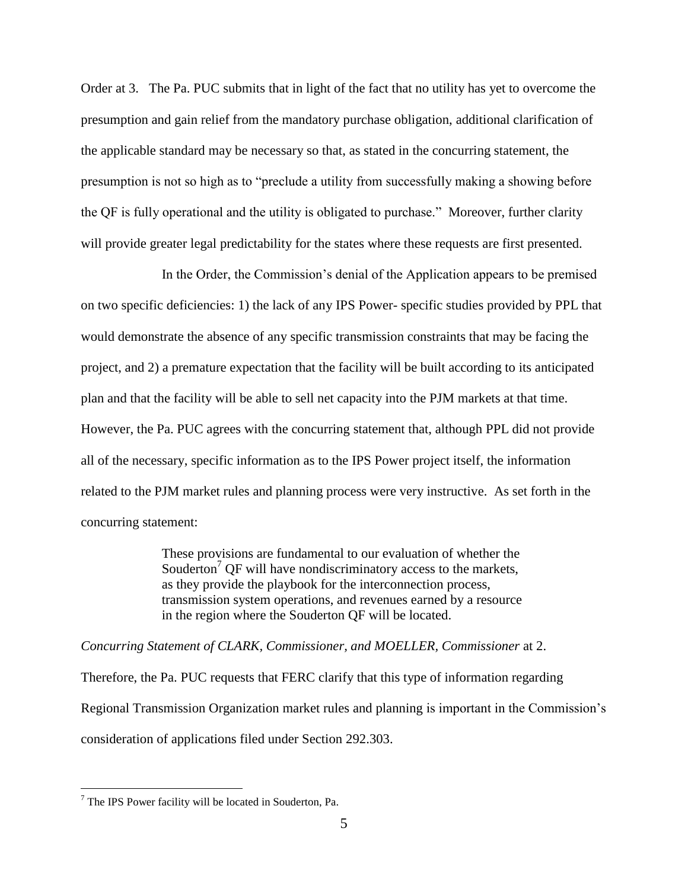Order at 3. The Pa. PUC submits that in light of the fact that no utility has yet to overcome the presumption and gain relief from the mandatory purchase obligation, additional clarification of the applicable standard may be necessary so that, as stated in the concurring statement, the presumption is not so high as to "preclude a utility from successfully making a showing before the QF is fully operational and the utility is obligated to purchase." Moreover, further clarity will provide greater legal predictability for the states where these requests are first presented.

In the Order, the Commission's denial of the Application appears to be premised on two specific deficiencies: 1) the lack of any IPS Power- specific studies provided by PPL that would demonstrate the absence of any specific transmission constraints that may be facing the project, and 2) a premature expectation that the facility will be built according to its anticipated plan and that the facility will be able to sell net capacity into the PJM markets at that time. However, the Pa. PUC agrees with the concurring statement that, although PPL did not provide all of the necessary, specific information as to the IPS Power project itself, the information related to the PJM market rules and planning process were very instructive. As set forth in the concurring statement:

> These provisions are fundamental to our evaluation of whether the Souderton[7] QF will have nondiscriminatory access to the markets, as they provide the playbook for the interconnection process, transmission system operations, and revenues earned by a resource in the region where the Souderton QF will be located.

*Concurring Statement of CLARK, Commissioner, and MOELLER, Commissioner* at 2.

Therefore, the Pa. PUC requests that FERC clarify that this type of information regarding Regional Transmission Organization market rules and planning is important in the Commission's consideration of applications filed under Section 292.303.

---

[7] The IPS Power facility will be located in Souderton, Pa.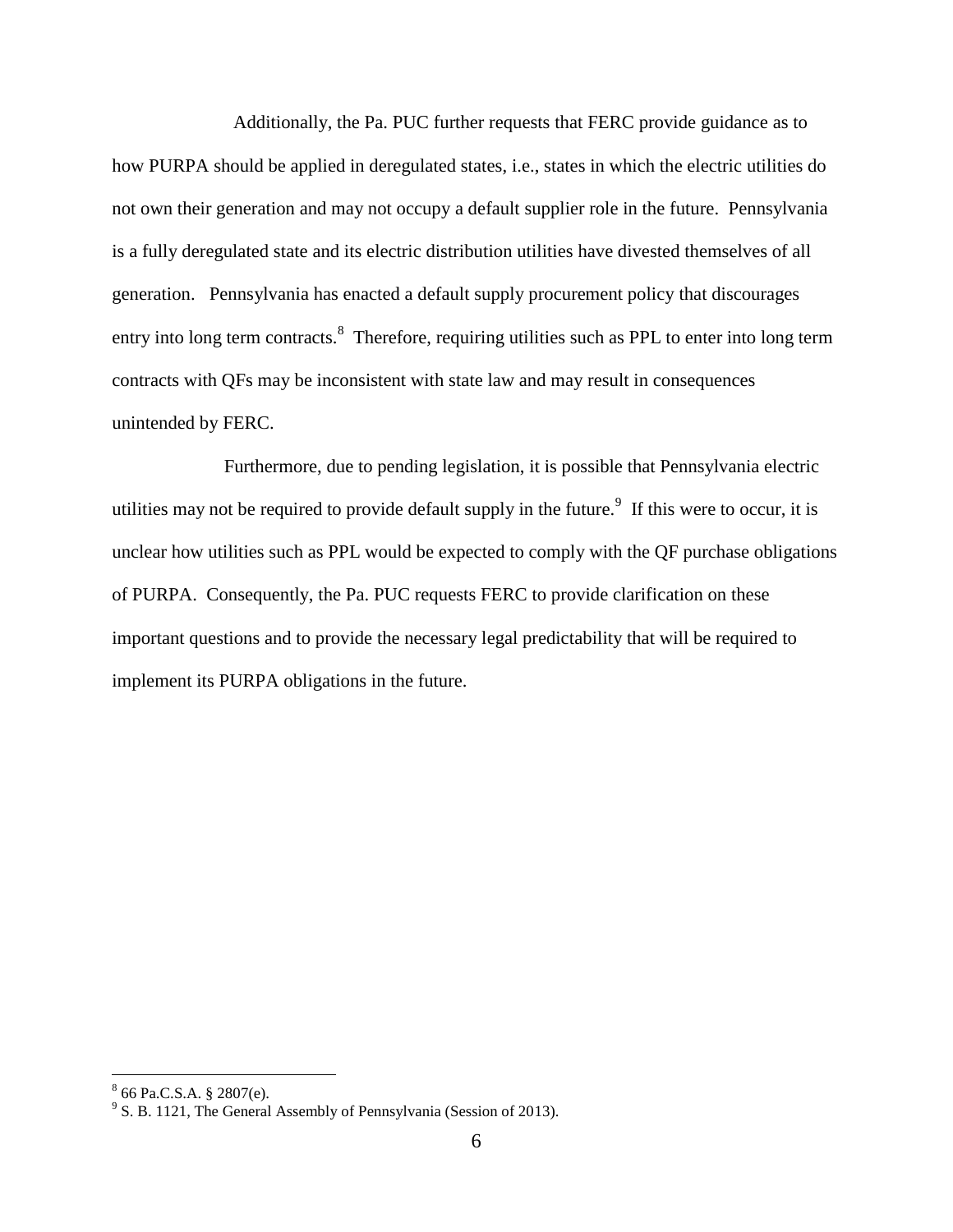Additionally, the Pa. PUC further requests that FERC provide guidance as to how PURPA should be applied in deregulated states, i.e., states in which the electric utilities do not own their generation and may not occupy a default supplier role in the future. Pennsylvania is a fully deregulated state and its electric distribution utilities have divested themselves of all generation. Pennsylvania has enacted a default supply procurement policy that discourages entry into long term contracts.[8] Therefore, requiring utilities such as PPL to enter into long term contracts with QFs may be inconsistent with state law and may result in consequences unintended by FERC.

Furthermore, due to pending legislation, it is possible that Pennsylvania electric utilities may not be required to provide default supply in the future.[9] If this were to occur, it is unclear how utilities such as PPL would be expected to comply with the QF purchase obligations of PURPA. Consequently, the Pa. PUC requests FERC to provide clarification on these important questions and to provide the necessary legal predictability that will be required to implement its PURPA obligations in the future.

---

[8] 66 Pa.C.S.A. § 2807(e).

[9] S. B. 1121, The General Assembly of Pennsylvania (Session of 2013).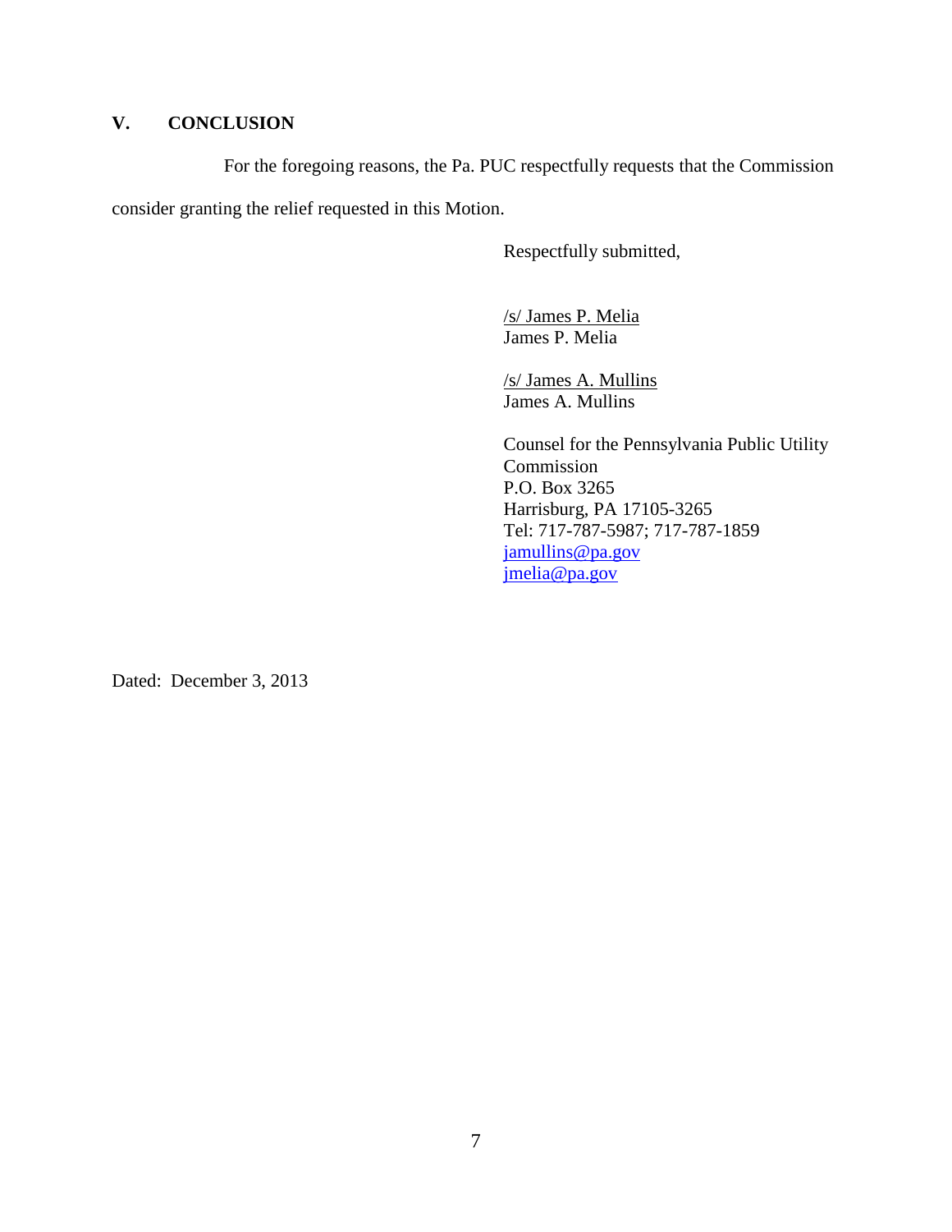## V. CONCLUSION

For the foregoing reasons, the Pa. PUC respectfully requests that the Commission consider granting the relief requested in this Motion.

Respectfully submitted,

/s/ James P. Melia
James P. Melia

/s/ James A. Mullins
James A. Mullins

Counsel for the Pennsylvania Public Utility Commission
P.O. Box 3265
Harrisburg, PA 17105-3265
Tel: 717-787-5987; 717-787-1859
jamullins@pa.gov
jmelia@pa.gov

Dated: December 3, 2013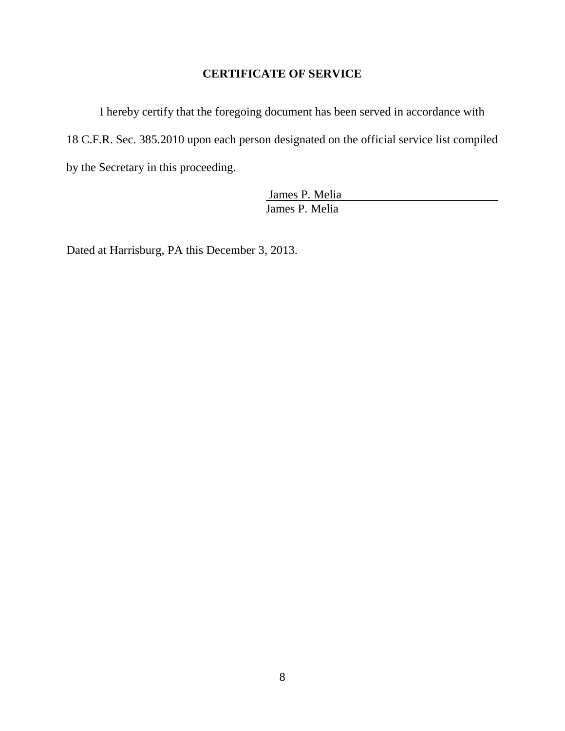## CERTIFICATE OF SERVICE

I hereby certify that the foregoing document has been served in accordance with 18 C.F.R. Sec. 385.2010 upon each person designated on the official service list compiled by the Secretary in this proceeding.

James P. Melia
James P. Melia

Dated at Harrisburg, PA this December 3, 2013.